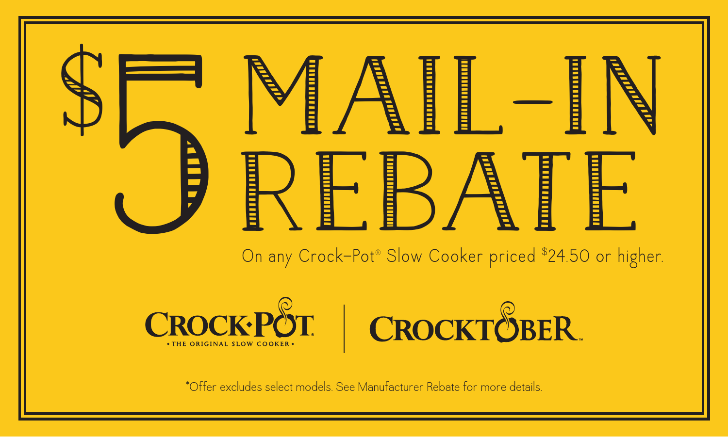# $5 MAIL-IN REBATE

On any Crock-Pot® Slow Cooker priced $24.50 or higher.

CROCK·POT® • THE ORIGINAL SLOW COOKER • | CROCKTOBER™

*Offer excludes select models. See Manufacturer Rebate for more details.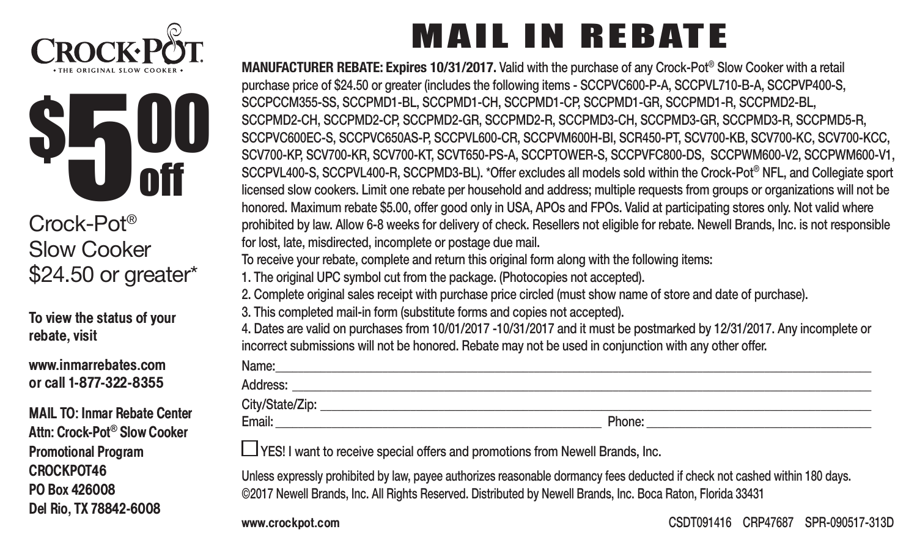CROCK·POT®
• THE ORIGINAL SLOW COOKER •

**$5.00 off**

Crock-Pot®
Slow Cooker
$24.50 or greater*

**To view the status of your rebate, visit**

**www.inmarrebates.com or call 1-877-322-8355**

**MAIL TO: Inmar Rebate Center**
**Attn: Crock-Pot® Slow Cooker Promotional Program**
**CROCKPOT46**
**PO Box 426008**
**Del Rio, TX 78842-6008**

# MAIL IN REBATE

**MANUFACTURER REBATE: Expires 10/31/2017.** Valid with the purchase of any Crock-Pot® Slow Cooker with a retail purchase price of $24.50 or greater (includes the following items - SCCPVC600-P-A, SCCPVL710-B-A, SCCPVP400-S, SCCPCCM355-SS, SCCPMD1-BL, SCCPMD1-CH, SCCPMD1-CP, SCCPMD1-GR, SCCPMD1-R, SCCPMD2-BL, SCCPMD2-CH, SCCPMD2-CP, SCCPMD2-GR, SCCPMD2-R, SCCPMD3-CH, SCCPMD3-GR, SCCPMD3-R, SCCPMD5-R, SCCPVC600EC-S, SCCPVC650AS-P, SCCPVL600-CR, SCCPVM600H-BI, SCR450-PT, SCV700-KB, SCV700-KC, SCV700-KCC, SCV700-KP, SCV700-KR, SCV700-KT, SCVT650-PS-A, SCCPTOWER-S, SCCPVFC800-DS, SCCPWM600-V2, SCCPWM600-V1, SCCPVL400-S, SCCPVL400-R, SCCPMD3-BL). *Offer excludes all models sold within the Crock-Pot® NFL, and Collegiate sport licensed slow cookers. Limit one rebate per household and address; multiple requests from groups or organizations will not be honored. Maximum rebate $5.00, offer good only in USA, APOs and FPOs. Valid at participating stores only. Not valid where prohibited by law. Allow 6-8 weeks for delivery of check. Resellers not eligible for rebate. Newell Brands, Inc. is not responsible for lost, late, misdirected, incomplete or postage due mail.

To receive your rebate, complete and return this original form along with the following items:

1. The original UPC symbol cut from the package. (Photocopies not accepted).
2. Complete original sales receipt with purchase price circled (must show name of store and date of purchase).
3. This completed mail-in form (substitute forms and copies not accepted).
4. Dates are valid on purchases from 10/01/2017 -10/31/2017 and it must be postmarked by 12/31/2017. Any incomplete or incorrect submissions will not be honored. Rebate may not be used in conjunction with any other offer.

Name:\_\_\_\_\_\_\_\_\_\_\_\_\_\_\_\_\_\_\_\_\_\_\_\_\_\_\_\_\_\_\_\_\_\_\_\_\_\_\_\_

Address: \_\_\_\_\_\_\_\_\_\_\_\_\_\_\_\_\_\_\_\_\_\_\_\_\_\_\_\_\_\_\_\_\_\_\_\_\_\_\_\_

City/State/Zip: \_\_\_\_\_\_\_\_\_\_\_\_\_\_\_\_\_\_\_\_\_\_\_\_\_\_\_\_\_\_\_\_\_\_\_\_

Email: \_\_\_\_\_\_\_\_\_\_\_\_\_\_\_\_\_\_\_\_\_\_\_\_ Phone: \_\_\_\_\_\_\_\_\_\_\_\_\_\_\_\_\_\_\_\_

☐ YES! I want to receive special offers and promotions from Newell Brands, Inc.

Unless expressly prohibited by law, payee authorizes reasonable dormancy fees deducted if check not cashed within 180 days.
©2017 Newell Brands, Inc. All Rights Reserved. Distributed by Newell Brands, Inc. Boca Raton, Florida 33431

**www.crockpot.com**

CSDT091416 CRP47687 SPR-090517-313D